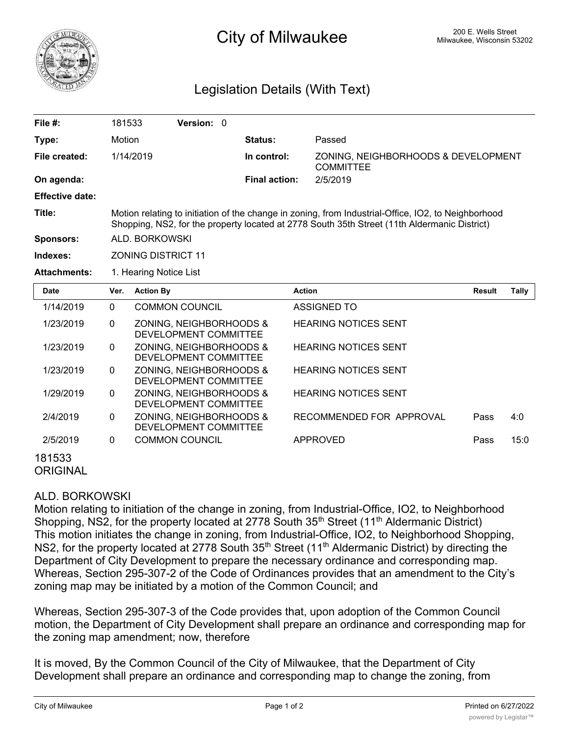# City of Milwaukee

200 E. Wells Street
Milwaukee, Wisconsin 53202

## Legislation Details (With Text)

| | | | |
|---|---|---|---|
| **File #:** | 181533 **Version:** 0 | | |
| **Type:** | Motion | **Status:** | Passed |
| **File created:** | 1/14/2019 | **In control:** | ZONING, NEIGHBORHOODS & DEVELOPMENT COMMITTEE |
| **On agenda:** | | **Final action:** | 2/5/2019 |
| **Effective date:** | | | |

**Title:** Motion relating to initiation of the change in zoning, from Industrial-Office, IO2, to Neighborhood Shopping, NS2, for the property located at 2778 South 35th Street (11th Aldermanic District)

**Sponsors:** ALD. BORKOWSKI

**Indexes:** ZONING DISTRICT 11

**Attachments:** 1. Hearing Notice List

| Date | Ver. | Action By | Action | Result | Tally |
|---|---|---|---|---|---|
| 1/14/2019 | 0 | COMMON COUNCIL | ASSIGNED TO | | |
| 1/23/2019 | 0 | ZONING, NEIGHBORHOODS & DEVELOPMENT COMMITTEE | HEARING NOTICES SENT | | |
| 1/23/2019 | 0 | ZONING, NEIGHBORHOODS & DEVELOPMENT COMMITTEE | HEARING NOTICES SENT | | |
| 1/23/2019 | 0 | ZONING, NEIGHBORHOODS & DEVELOPMENT COMMITTEE | HEARING NOTICES SENT | | |
| 1/29/2019 | 0 | ZONING, NEIGHBORHOODS & DEVELOPMENT COMMITTEE | HEARING NOTICES SENT | | |
| 2/4/2019 | 0 | ZONING, NEIGHBORHOODS & DEVELOPMENT COMMITTEE | RECOMMENDED FOR APPROVAL | Pass | 4:0 |
| 2/5/2019 | 0 | COMMON COUNCIL | APPROVED | Pass | 15:0 |

181533
ORIGINAL

ALD. BORKOWSKI
Motion relating to initiation of the change in zoning, from Industrial-Office, IO2, to Neighborhood Shopping, NS2, for the property located at 2778 South 35th Street (11th Aldermanic District)
This motion initiates the change in zoning, from Industrial-Office, IO2, to Neighborhood Shopping, NS2, for the property located at 2778 South 35th Street (11th Aldermanic District) by directing the Department of City Development to prepare the necessary ordinance and corresponding map.
Whereas, Section 295-307-2 of the Code of Ordinances provides that an amendment to the City's zoning map may be initiated by a motion of the Common Council; and

Whereas, Section 295-307-3 of the Code provides that, upon adoption of the Common Council motion, the Department of City Development shall prepare an ordinance and corresponding map for the zoning map amendment; now, therefore

It is moved, By the Common Council of the City of Milwaukee, that the Department of City Development shall prepare an ordinance and corresponding map to change the zoning, from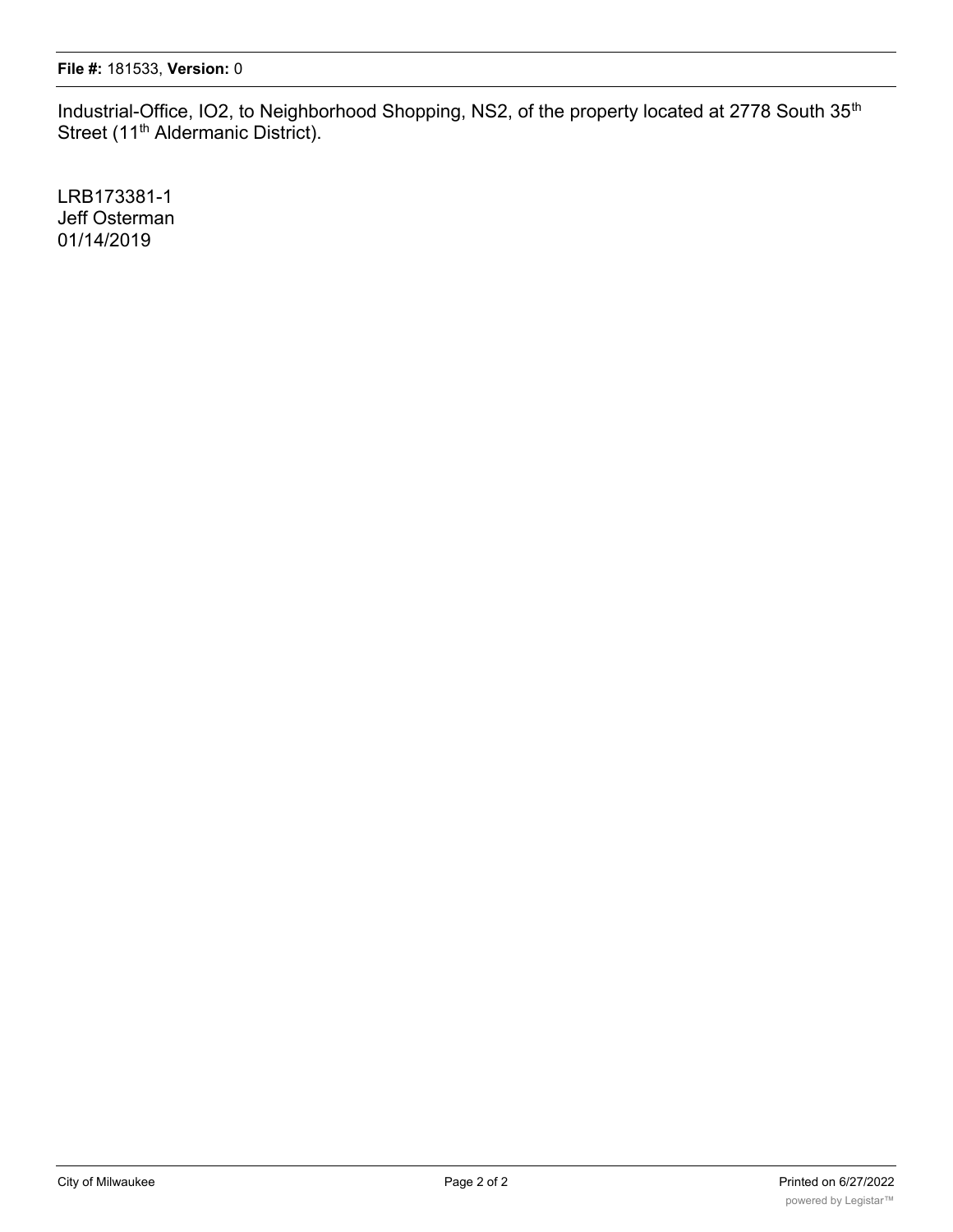Industrial-Office, IO2, to Neighborhood Shopping, NS2, of the property located at 2778 South 35th Street (11th Aldermanic District).

LRB173381-1
Jeff Osterman
01/14/2019